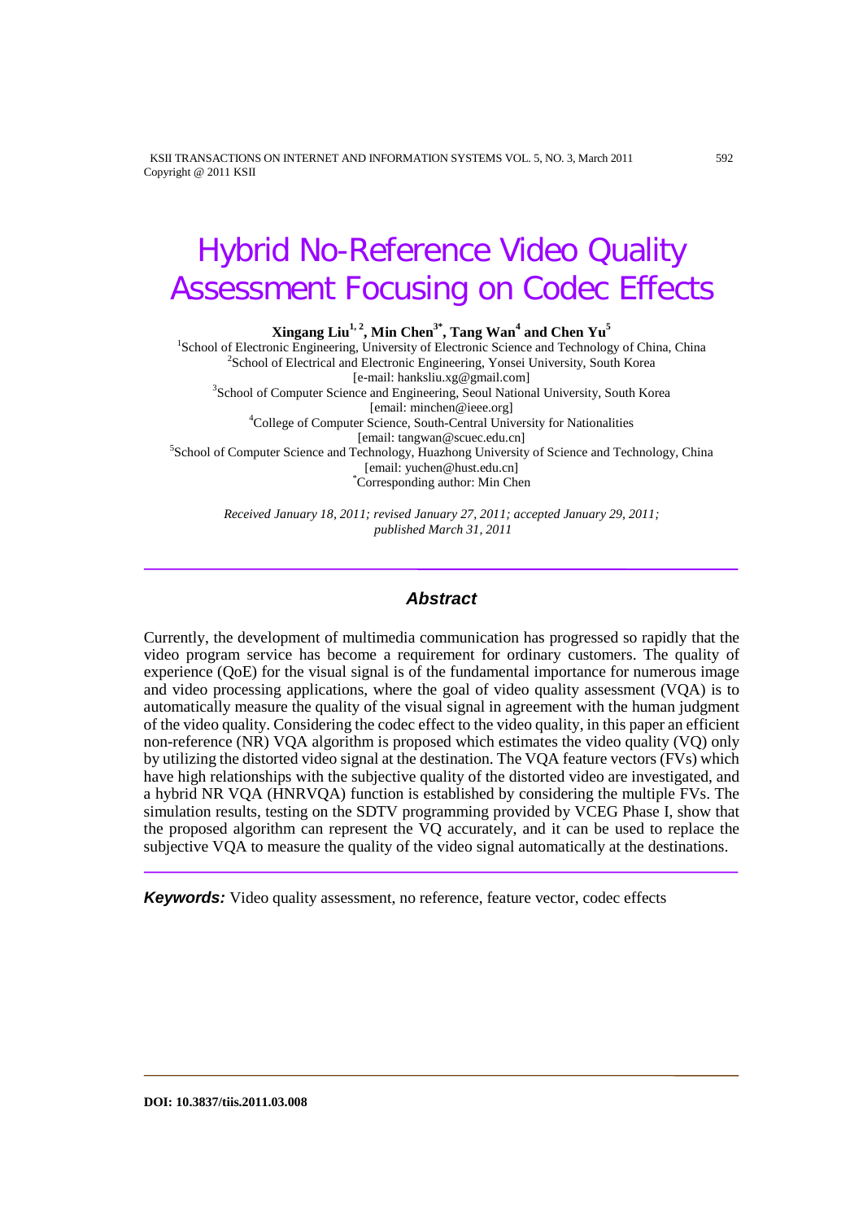# Hybrid No-Reference Video Quality Assessment Focusing on Codec Effects

**Xingang Liu[1, 2], Min Chen[3*], Tang Wan[4] and Chen Yu[5]**

[1]School of Electronic Engineering, University of Electronic Science and Technology of China, China
[2]School of Electrical and Electronic Engineering, Yonsei University, South Korea
[e-mail: hanksliu.xg@gmail.com]
[3]School of Computer Science and Engineering, Seoul National University, South Korea
[email: minchen@ieee.org]
[4]College of Computer Science, South-Central University for Nationalities
[email: tangwan@scuec.edu.cn]
[5]School of Computer Science and Technology, Huazhong University of Science and Technology, China
[email: yuchen@hust.edu.cn]
*Corresponding author: Min Chen

*Received January 18, 2011; revised January 27, 2011; accepted January 29, 2011; published March 31, 2011*

## Abstract

Currently, the development of multimedia communication has progressed so rapidly that the video program service has become a requirement for ordinary customers. The quality of experience (QoE) for the visual signal is of the fundamental importance for numerous image and video processing applications, where the goal of video quality assessment (VQA) is to automatically measure the quality of the visual signal in agreement with the human judgment of the video quality. Considering the codec effect to the video quality, in this paper an efficient non-reference (NR) VQA algorithm is proposed which estimates the video quality (VQ) only by utilizing the distorted video signal at the destination. The VQA feature vectors (FVs) which have high relationships with the subjective quality of the distorted video are investigated, and a hybrid NR VQA (HNRVQA) function is established by considering the multiple FVs. The simulation results, testing on the SDTV programming provided by VCEG Phase I, show that the proposed algorithm can represent the VQ accurately, and it can be used to replace the subjective VQA to measure the quality of the video signal automatically at the destinations.

***Keywords:*** Video quality assessment, no reference, feature vector, codec effects

**DOI: 10.3837/tiis.2011.03.008**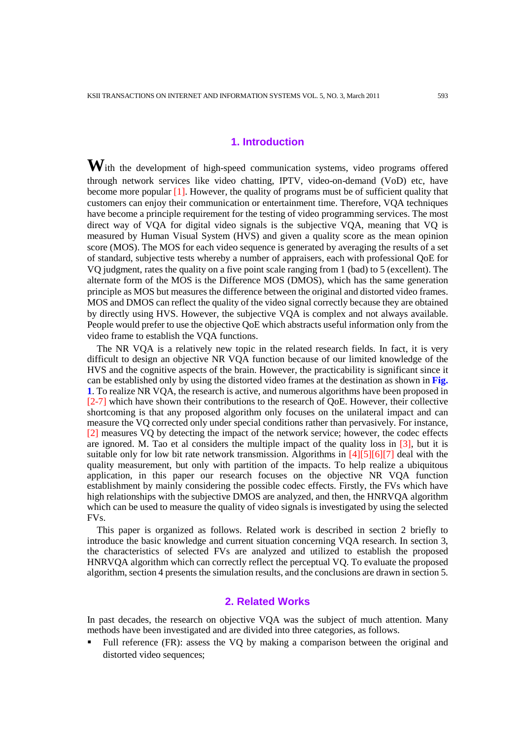## 1. Introduction

With the development of high-speed communication systems, video programs offered through network services like video chatting, IPTV, video-on-demand (VoD) etc, have become more popular [1]. However, the quality of programs must be of sufficient quality that customers can enjoy their communication or entertainment time. Therefore, VQA techniques have become a principle requirement for the testing of video programming services. The most direct way of VQA for digital video signals is the subjective VQA, meaning that VQ is measured by Human Visual System (HVS) and given a quality score as the mean opinion score (MOS). The MOS for each video sequence is generated by averaging the results of a set of standard, subjective tests whereby a number of appraisers, each with professional QoE for VQ judgment, rates the quality on a five point scale ranging from 1 (bad) to 5 (excellent). The alternate form of the MOS is the Difference MOS (DMOS), which has the same generation principle as MOS but measures the difference between the original and distorted video frames. MOS and DMOS can reflect the quality of the video signal correctly because they are obtained by directly using HVS. However, the subjective VQA is complex and not always available. People would prefer to use the objective QoE which abstracts useful information only from the video frame to establish the VQA functions.

The NR VQA is a relatively new topic in the related research fields. In fact, it is very difficult to design an objective NR VQA function because of our limited knowledge of the HVS and the cognitive aspects of the brain. However, the practicability is significant since it can be established only by using the distorted video frames at the destination as shown in **Fig. 1**. To realize NR VQA, the research is active, and numerous algorithms have been proposed in [2-7] which have shown their contributions to the research of QoE. However, their collective shortcoming is that any proposed algorithm only focuses on the unilateral impact and can measure the VQ corrected only under special conditions rather than pervasively. For instance, [2] measures VQ by detecting the impact of the network service; however, the codec effects are ignored. M. Tao et al considers the multiple impact of the quality loss in [3], but it is suitable only for low bit rate network transmission. Algorithms in [4][5][6][7] deal with the quality measurement, but only with partition of the impacts. To help realize a ubiquitous application, in this paper our research focuses on the objective NR VQA function establishment by mainly considering the possible codec effects. Firstly, the FVs which have high relationships with the subjective DMOS are analyzed, and then, the HNRVQA algorithm which can be used to measure the quality of video signals is investigated by using the selected FVs.

This paper is organized as follows. Related work is described in section 2 briefly to introduce the basic knowledge and current situation concerning VQA research. In section 3, the characteristics of selected FVs are analyzed and utilized to establish the proposed HNRVQA algorithm which can correctly reflect the perceptual VQ. To evaluate the proposed algorithm, section 4 presents the simulation results, and the conclusions are drawn in section 5.

## 2. Related Works

In past decades, the research on objective VQA was the subject of much attention. Many methods have been investigated and are divided into three categories, as follows.

- Full reference (FR): assess the VQ by making a comparison between the original and distorted video sequences;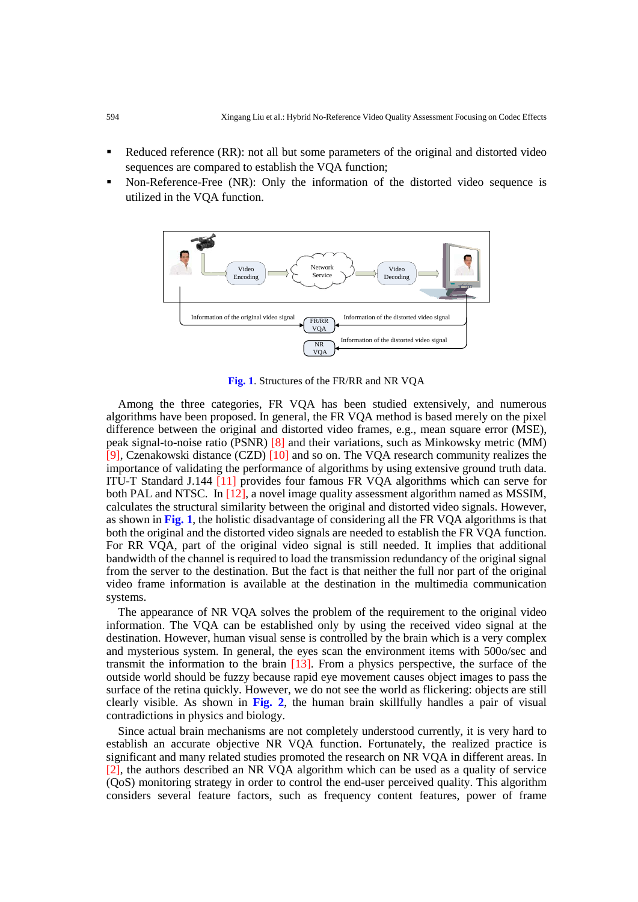- Reduced reference (RR): not all but some parameters of the original and distorted video sequences are compared to establish the VQA function;
- Non-Reference-Free (NR): Only the information of the distorted video sequence is utilized in the VQA function.

**Fig. 1**. Structures of the FR/RR and NR VQA

Among the three categories, FR VQA has been studied extensively, and numerous algorithms have been proposed. In general, the FR VQA method is based merely on the pixel difference between the original and distorted video frames, e.g., mean square error (MSE), peak signal-to-noise ratio (PSNR) [8] and their variations, such as Minkowsky metric (MM) [9], Czenakowski distance (CZD) [10] and so on. The VQA research community realizes the importance of validating the performance of algorithms by using extensive ground truth data. ITU-T Standard J.144 [11] provides four famous FR VQA algorithms which can serve for both PAL and NTSC. In [12], a novel image quality assessment algorithm named as MSSIM, calculates the structural similarity between the original and distorted video signals. However, as shown in **Fig. 1**, the holistic disadvantage of considering all the FR VQA algorithms is that both the original and the distorted video signals are needed to establish the FR VQA function. For RR VQA, part of the original video signal is still needed. It implies that additional bandwidth of the channel is required to load the transmission redundancy of the original signal from the server to the destination. But the fact is that neither the full nor part of the original video frame information is available at the destination in the multimedia communication systems.

The appearance of NR VQA solves the problem of the requirement to the original video information. The VQA can be established only by using the received video signal at the destination. However, human visual sense is controlled by the brain which is a very complex and mysterious system. In general, the eyes scan the environment items with 500o/sec and transmit the information to the brain [13]. From a physics perspective, the surface of the outside world should be fuzzy because rapid eye movement causes object images to pass the surface of the retina quickly. However, we do not see the world as flickering: objects are still clearly visible. As shown in **Fig. 2**, the human brain skillfully handles a pair of visual contradictions in physics and biology.

Since actual brain mechanisms are not completely understood currently, it is very hard to establish an accurate objective NR VQA function. Fortunately, the realized practice is significant and many related studies promoted the research on NR VQA in different areas. In [2], the authors described an NR VQA algorithm which can be used as a quality of service (QoS) monitoring strategy in order to control the end-user perceived quality. This algorithm considers several feature factors, such as frequency content features, power of frame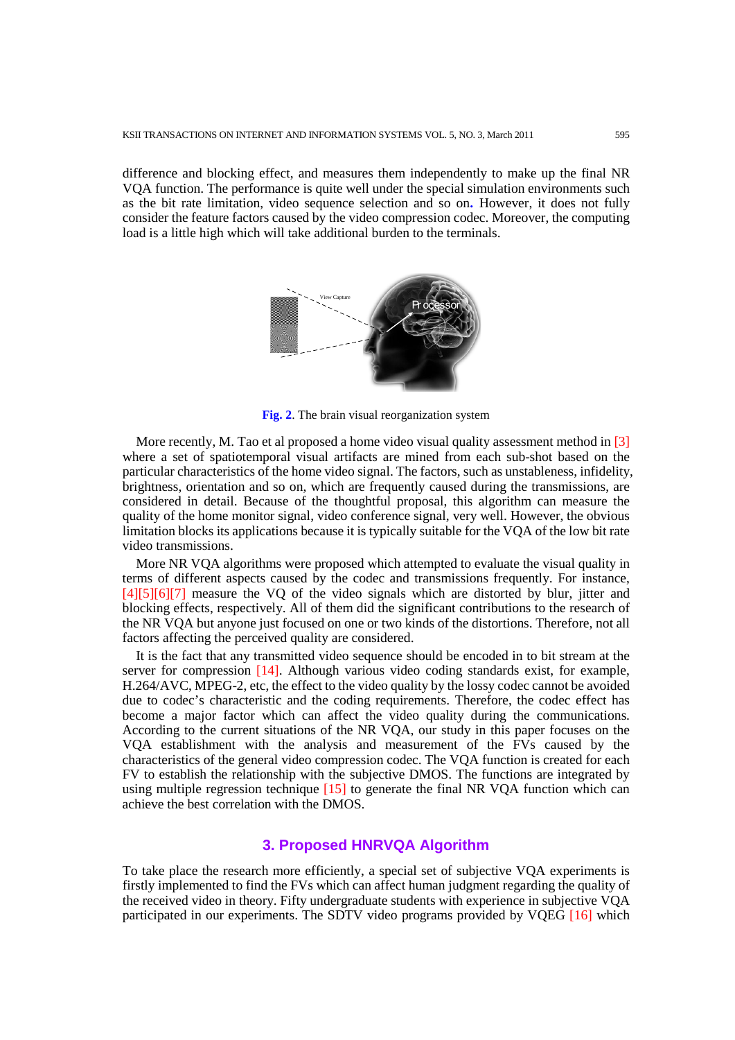difference and blocking effect, and measures them independently to make up the final NR VQA function. The performance is quite well under the special simulation environments such as the bit rate limitation, video sequence selection and so on. However, it does not fully consider the feature factors caused by the video compression codec. Moreover, the computing load is a little high which will take additional burden to the terminals.

**Fig. 2**. The brain visual reorganization system

More recently, M. Tao et al proposed a home video visual quality assessment method in [3] where a set of spatiotemporal visual artifacts are mined from each sub-shot based on the particular characteristics of the home video signal. The factors, such as unstableness, infidelity, brightness, orientation and so on, which are frequently caused during the transmissions, are considered in detail. Because of the thoughtful proposal, this algorithm can measure the quality of the home monitor signal, video conference signal, very well. However, the obvious limitation blocks its applications because it is typically suitable for the VQA of the low bit rate video transmissions.

More NR VQA algorithms were proposed which attempted to evaluate the visual quality in terms of different aspects caused by the codec and transmissions frequently. For instance, [4][5][6][7] measure the VQ of the video signals which are distorted by blur, jitter and blocking effects, respectively. All of them did the significant contributions to the research of the NR VQA but anyone just focused on one or two kinds of the distortions. Therefore, not all factors affecting the perceived quality are considered.

It is the fact that any transmitted video sequence should be encoded in to bit stream at the server for compression [14]. Although various video coding standards exist, for example, H.264/AVC, MPEG-2, etc, the effect to the video quality by the lossy codec cannot be avoided due to codec's characteristic and the coding requirements. Therefore, the codec effect has become a major factor which can affect the video quality during the communications. According to the current situations of the NR VQA, our study in this paper focuses on the VQA establishment with the analysis and measurement of the FVs caused by the characteristics of the general video compression codec. The VQA function is created for each FV to establish the relationship with the subjective DMOS. The functions are integrated by using multiple regression technique [15] to generate the final NR VQA function which can achieve the best correlation with the DMOS.

## 3. Proposed HNRVQA Algorithm

To take place the research more efficiently, a special set of subjective VQA experiments is firstly implemented to find the FVs which can affect human judgment regarding the quality of the received video in theory. Fifty undergraduate students with experience in subjective VQA participated in our experiments. The SDTV video programs provided by VQEG [16] which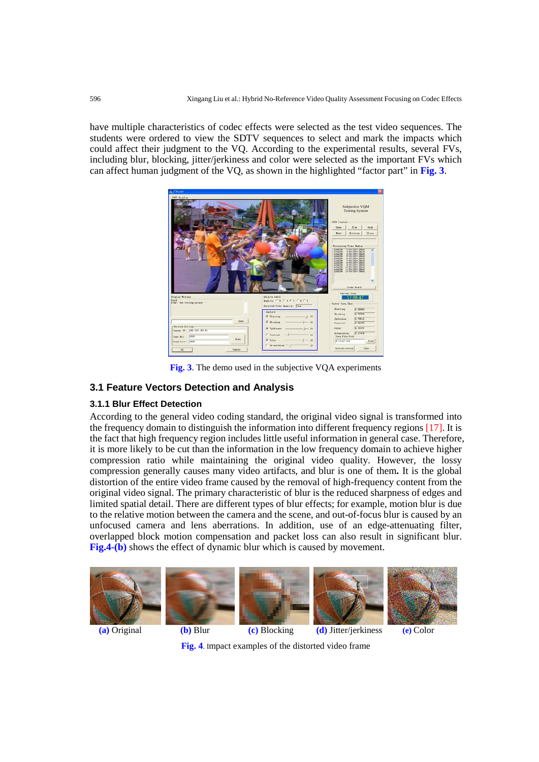have multiple characteristics of codec effects were selected as the test video sequences. The students were ordered to view the SDTV sequences to select and mark the impacts which could affect their judgment to the VQ. According to the experimental results, several FVs, including blur, blocking, jitter/jerkiness and color were selected as the important FVs which can affect human judgment of the VQ, as shown in the highlighted "factor part" in **Fig. 3**.

**Fig. 3**. The demo used in the subjective VQA experiments

## 3.1 Feature Vectors Detection and Analysis

### 3.1.1 Blur Effect Detection

According to the general video coding standard, the original video signal is transformed into the frequency domain to distinguish the information into different frequency regions [17]. It is the fact that high frequency region includes little useful information in general case. Therefore, it is more likely to be cut than the information in the low frequency domain to achieve higher compression ratio while maintaining the original video quality. However, the lossy compression generally causes many video artifacts, and blur is one of them**.** It is the global distortion of the entire video frame caused by the removal of high-frequency content from the original video signal. The primary characteristic of blur is the reduced sharpness of edges and limited spatial detail. There are different types of blur effects; for example, motion blur is due to the relative motion between the camera and the scene, and out-of-focus blur is caused by an unfocused camera and lens aberrations. In addition, use of an edge-attenuating filter, overlapped block motion compensation and packet loss can also result in significant blur. **Fig.4-(b)** shows the effect of dynamic blur which is caused by movement.

**(a)** Original **(b)** Blur **(c)** Blocking **(d)** Jitter/jerkiness **(e)** Color

**Fig. 4**. Impact examples of the distorted video frame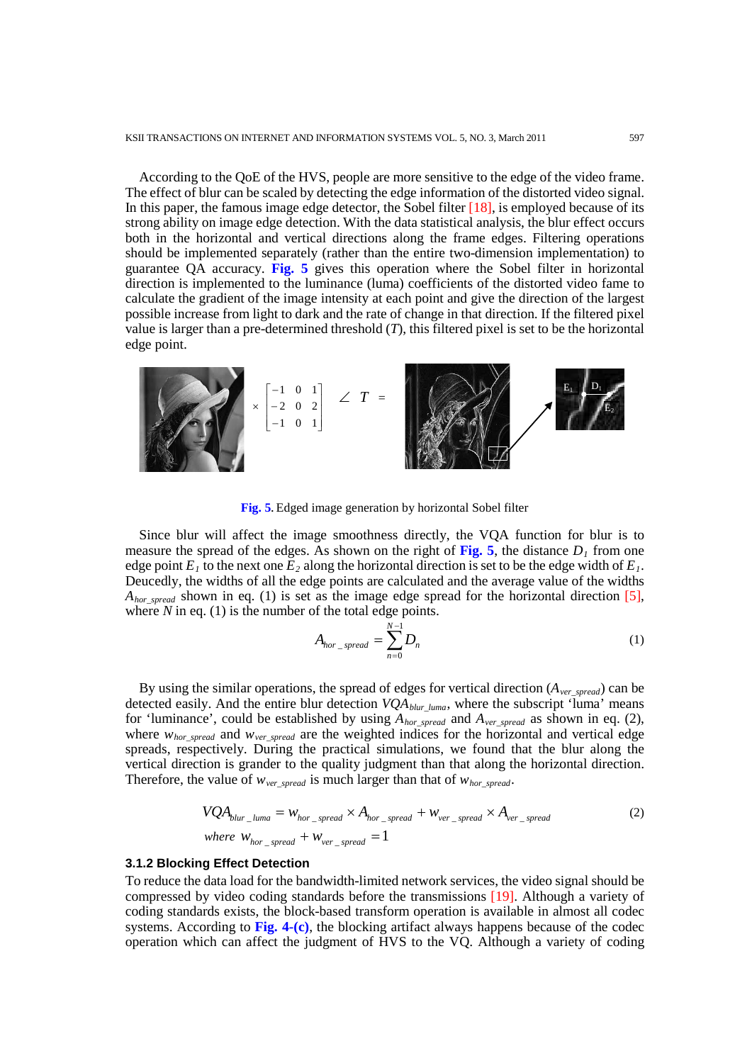According to the QoE of the HVS, people are more sensitive to the edge of the video frame. The effect of blur can be scaled by detecting the edge information of the distorted video signal. In this paper, the famous image edge detector, the Sobel filter [18], is employed because of its strong ability on image edge detection. With the data statistical analysis, the blur effect occurs both in the horizontal and vertical directions along the frame edges. Filtering operations should be implemented separately (rather than the entire two-dimension implementation) to guarantee QA accuracy. **Fig. 5** gives this operation where the Sobel filter in horizontal direction is implemented to the luminance (luma) coefficients of the distorted video fame to calculate the gradient of the image intensity at each point and give the direction of the largest possible increase from light to dark and the rate of change in that direction. If the filtered pixel value is larger than a pre-determined threshold ($T$), this filtered pixel is set to be the horizontal edge point.

$$\times \begin{bmatrix} -1 & 0 & 1 \\ -2 & 0 & 2 \\ -1 & 0 & 1 \end{bmatrix} \angle\ T =$$

**Fig. 5**. Edged image generation by horizontal Sobel filter

Since blur will affect the image smoothness directly, the VQA function for blur is to measure the spread of the edges. As shown on the right of **Fig. 5**, the distance $D_1$ from one edge point $E_1$ to the next one $E_2$ along the horizontal direction is set to be the edge width of $E_1$. Deucedly, the widths of all the edge points are calculated and the average value of the widths $A_{hor\_spread}$ shown in eq. (1) is set as the image edge spread for the horizontal direction [5], where $N$ in eq. (1) is the number of the total edge points.

$$A_{hor\_spread} = \sum_{n=0}^{N-1} D_n \tag{1}$$

By using the similar operations, the spread of edges for vertical direction ($A_{ver\_spread}$) can be detected easily. And the entire blur detection $VQA_{blur\_luma}$, where the subscript 'luma' means for 'luminance', could be established by using $A_{hor\_spread}$ and $A_{ver\_spread}$ as shown in eq. (2), where $w_{hor\_spread}$ and $w_{ver\_spread}$ are the weighted indices for the horizontal and vertical edge spreads, respectively. During the practical simulations, we found that the blur along the vertical direction is grander to the quality judgment than that along the horizontal direction. Therefore, the value of $w_{ver\_spread}$ is much larger than that of $w_{hor\_spread}$.

$$\begin{aligned} &VQA_{blur\_luma} = w_{hor\_spread} \times A_{hor\_spread} + w_{ver\_spread} \times A_{ver\_spread} \\ &where\ \ w_{hor\_spread} + w_{ver\_spread} = 1 \end{aligned} \tag{2}$$

### 3.1.2 Blocking Effect Detection

To reduce the data load for the bandwidth-limited network services, the video signal should be compressed by video coding standards before the transmissions [19]. Although a variety of coding standards exists, the block-based transform operation is available in almost all codec systems. According to **Fig. 4-(c)**, the blocking artifact always happens because of the codec operation which can affect the judgment of HVS to the VQ. Although a variety of coding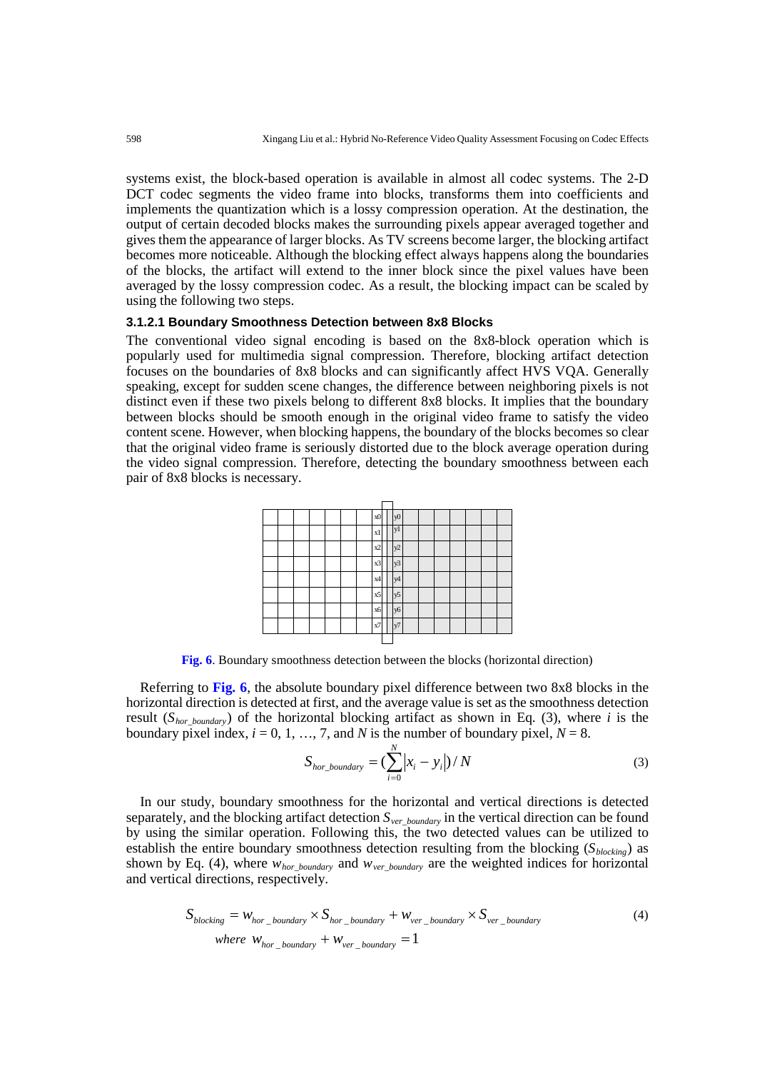systems exist, the block-based operation is available in almost all codec systems. The 2-D DCT codec segments the video frame into blocks, transforms them into coefficients and implements the quantization which is a lossy compression operation. At the destination, the output of certain decoded blocks makes the surrounding pixels appear averaged together and gives them the appearance of larger blocks. As TV screens become larger, the blocking artifact becomes more noticeable. Although the blocking effect always happens along the boundaries of the blocks, the artifact will extend to the inner block since the pixel values have been averaged by the lossy compression codec. As a result, the blocking impact can be scaled by using the following two steps.

#### 3.1.2.1 Boundary Smoothness Detection between 8x8 Blocks

The conventional video signal encoding is based on the 8x8-block operation which is popularly used for multimedia signal compression. Therefore, blocking artifact detection focuses on the boundaries of 8x8 blocks and can significantly affect HVS VQA. Generally speaking, except for sudden scene changes, the difference between neighboring pixels is not distinct even if these two pixels belong to different 8x8 blocks. It implies that the boundary between blocks should be smooth enough in the original video frame to satisfy the video content scene. However, when blocking happens, the boundary of the blocks becomes so clear that the original video frame is seriously distorted due to the block average operation during the video signal compression. Therefore, detecting the boundary smoothness between each pair of 8x8 blocks is necessary.

| | | | | | | | x0 | y0 | | | | | | | |
|---|---|---|---|---|---|---|---|---|---|---|---|---|---|---|---|
| | | | | | | | x1 | y1 | | | | | | | |
| | | | | | | | x2 | y2 | | | | | | | |
| | | | | | | | x3 | y3 | | | | | | | |
| | | | | | | | x4 | y4 | | | | | | | |
| | | | | | | | x5 | y5 | | | | | | | |
| | | | | | | | x6 | y6 | | | | | | | |
| | | | | | | | x7 | y7 | | | | | | | |

**Fig. 6**. Boundary smoothness detection between the blocks (horizontal direction)

Referring to **Fig. 6**, the absolute boundary pixel difference between two 8x8 blocks in the horizontal direction is detected at first, and the average value is set as the smoothness detection result ($S_{hor\_boundary}$) of the horizontal blocking artifact as shown in Eq. (3), where $i$ is the boundary pixel index, $i = 0, 1, \ldots, 7$, and $N$ is the number of boundary pixel, $N = 8$.

$$S_{hor\_boundary} = \left(\sum_{i=0}^{N} |x_i - y_i|\right) / N \tag{3}$$

In our study, boundary smoothness for the horizontal and vertical directions is detected separately, and the blocking artifact detection $S_{ver\_boundary}$ in the vertical direction can be found by using the similar operation. Following this, the two detected values can be utilized to establish the entire boundary smoothness detection resulting from the blocking ($S_{blocking}$) as shown by Eq. (4), where $w_{hor\_boundary}$ and $w_{ver\_boundary}$ are the weighted indices for horizontal and vertical directions, respectively.

$$S_{blocking} = w_{hor\_boundary} \times S_{hor\_boundary} + w_{ver\_boundary} \times S_{ver\_boundary} \tag{4}$$
$$\text{where } w_{hor\_boundary} + w_{ver\_boundary} = 1$$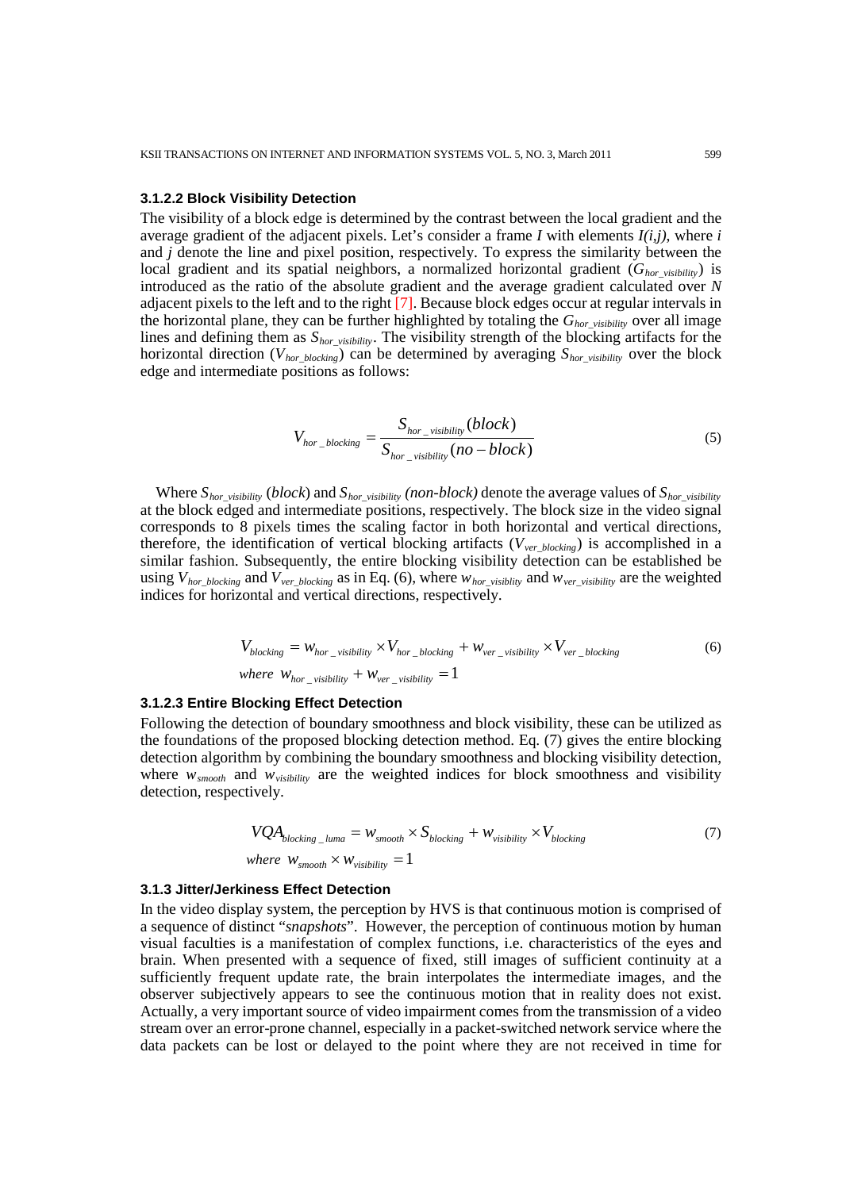#### 3.1.2.2 Block Visibility Detection

The visibility of a block edge is determined by the contrast between the local gradient and the average gradient of the adjacent pixels. Let's consider a frame $I$ with elements $I(i,j)$, where $i$ and $j$ denote the line and pixel position, respectively. To express the similarity between the local gradient and its spatial neighbors, a normalized horizontal gradient ($G_{hor\_visibility}$) is introduced as the ratio of the absolute gradient and the average gradient calculated over $N$ adjacent pixels to the left and to the right [7]. Because block edges occur at regular intervals in the horizontal plane, they can be further highlighted by totaling the $G_{hor\_visibility}$ over all image lines and defining them as $S_{hor\_visibility}$. The visibility strength of the blocking artifacts for the horizontal direction ($V_{hor\_blocking}$) can be determined by averaging $S_{hor\_visibility}$ over the block edge and intermediate positions as follows:

$$V_{hor\_blocking} = \frac{S_{hor\_visibility}(block)}{S_{hor\_visibility}(no-block)} \tag{5}$$

Where $S_{hor\_visibility}$ (*block*) and $S_{hor\_visibility}$ *(non-block)* denote the average values of $S_{hor\_visibility}$ at the block edged and intermediate positions, respectively. The block size in the video signal corresponds to 8 pixels times the scaling factor in both horizontal and vertical directions, therefore, the identification of vertical blocking artifacts ($V_{ver\_blocking}$) is accomplished in a similar fashion. Subsequently, the entire blocking visibility detection can be established be using $V_{hor\_blocking}$ and $V_{ver\_blocking}$ as in Eq. (6), where $w_{hor\_visiblity}$ and $w_{ver\_visiblity}$ are the weighted indices for horizontal and vertical directions, respectively.

$$V_{blocking} = w_{hor\_visibility} \times V_{hor\_blocking} + w_{ver\_visibility} \times V_{ver\_blocking} \tag{6}$$
$$\text{where } w_{hor\_visibility} + w_{ver\_visibility} = 1$$

#### 3.1.2.3 Entire Blocking Effect Detection

Following the detection of boundary smoothness and block visibility, these can be utilized as the foundations of the proposed blocking detection method. Eq. (7) gives the entire blocking detection algorithm by combining the boundary smoothness and blocking visibility detection, where $w_{smooth}$ and $w_{visibility}$ are the weighted indices for block smoothness and visibility detection, respectively.

$$VQA_{blocking\_luma} = w_{smooth} \times S_{blocking} + w_{visibility} \times V_{blocking} \tag{7}$$
$$\text{where } w_{smooth} \times w_{visibility} = 1$$

### 3.1.3 Jitter/Jerkiness Effect Detection

In the video display system, the perception by HVS is that continuous motion is comprised of a sequence of distinct "*snapshots*". However, the perception of continuous motion by human visual faculties is a manifestation of complex functions, i.e. characteristics of the eyes and brain. When presented with a sequence of fixed, still images of sufficient continuity at a sufficiently frequent update rate, the brain interpolates the intermediate images, and the observer subjectively appears to see the continuous motion that in reality does not exist. Actually, a very important source of video impairment comes from the transmission of a video stream over an error-prone channel, especially in a packet-switched network service where the data packets can be lost or delayed to the point where they are not received in time for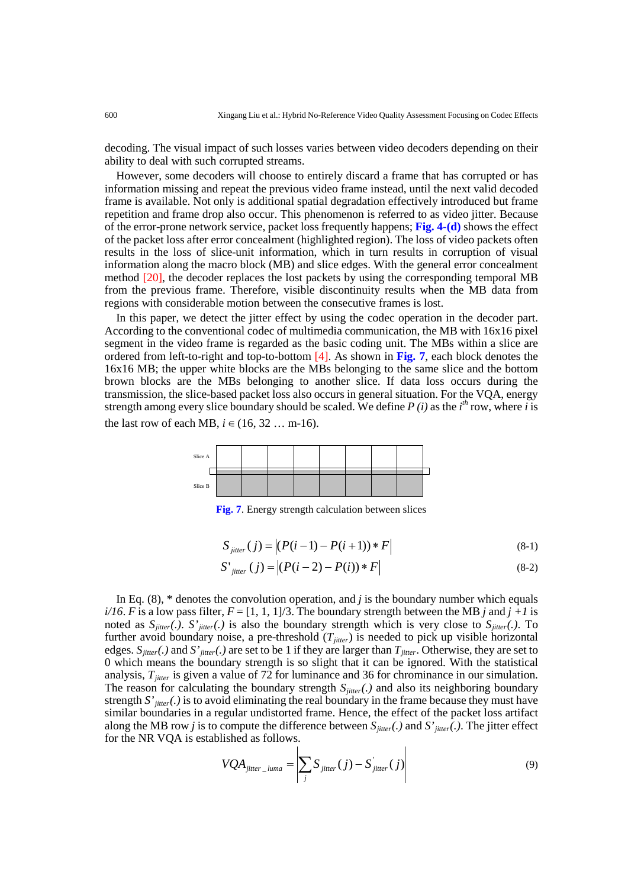decoding. The visual impact of such losses varies between video decoders depending on their ability to deal with such corrupted streams.

However, some decoders will choose to entirely discard a frame that has corrupted or has information missing and repeat the previous video frame instead, until the next valid decoded frame is available. Not only is additional spatial degradation effectively introduced but frame repetition and frame drop also occur. This phenomenon is referred to as video jitter. Because of the error-prone network service, packet loss frequently happens; **Fig. 4-(d)** shows the effect of the packet loss after error concealment (highlighted region). The loss of video packets often results in the loss of slice-unit information, which in turn results in corruption of visual information along the macro block (MB) and slice edges. With the general error concealment method [20], the decoder replaces the lost packets by using the corresponding temporal MB from the previous frame. Therefore, visible discontinuity results when the MB data from regions with considerable motion between the consecutive frames is lost.

In this paper, we detect the jitter effect by using the codec operation in the decoder part. According to the conventional codec of multimedia communication, the MB with 16x16 pixel segment in the video frame is regarded as the basic coding unit. The MBs within a slice are ordered from left-to-right and top-to-bottom [4]. As shown in **Fig. 7**, each block denotes the 16x16 MB; the upper white blocks are the MBs belonging to the same slice and the bottom brown blocks are the MBs belonging to another slice. If data loss occurs during the transmission, the slice-based packet loss also occurs in general situation. For the VQA, energy strength among every slice boundary should be scaled. We define $P(i)$ as the $i^{th}$ row, where $i$ is the last row of each MB, $i \in (16, 32 \ldots \text{m-16})$.

**Fig. 7**. Energy strength calculation between slices

$$S_{jitter}(j) = \left|(P(i-1) - P(i+1)) * F\right| \tag{8-1}$$

$$S'_{jitter}(j) = \left|(P(i-2) - P(i)) * F\right| \tag{8-2}$$

In Eq. (8), * denotes the convolution operation, and $j$ is the boundary number which equals $i/16$. $F$ is a low pass filter, $F = [1, 1, 1]/3$. The boundary strength between the MB $j$ and $j+1$ is noted as $S_{jitter}(.)$. $S'_{jitter}(.)$ is also the boundary strength which is very close to $S_{jitter}(.)$. To further avoid boundary noise, a pre-threshold ($T_{jitter}$) is needed to pick up visible horizontal edges. $S_{jitter}(.)$ and $S'_{jitter}(.)$ are set to be 1 if they are larger than $T_{jitter}$. Otherwise, they are set to 0 which means the boundary strength is so slight that it can be ignored. With the statistical analysis, $T_{jitter}$ is given a value of 72 for luminance and 36 for chrominance in our simulation. The reason for calculating the boundary strength $S_{jitter}(.)$ and also its neighboring boundary strength $S'_{jitter}(.)$ is to avoid eliminating the real boundary in the frame because they must have similar boundaries in a regular undistorted frame. Hence, the effect of the packet loss artifact along the MB row $j$ is to compute the difference between $S_{jitter}(.)$ and $S'_{jitter}(.)$. The jitter effect for the NR VQA is established as follows.

$$VQA_{jitter\_luma} = \left|\sum_j S_{jitter}(j) - S'_{jitter}(j)\right| \tag{9}$$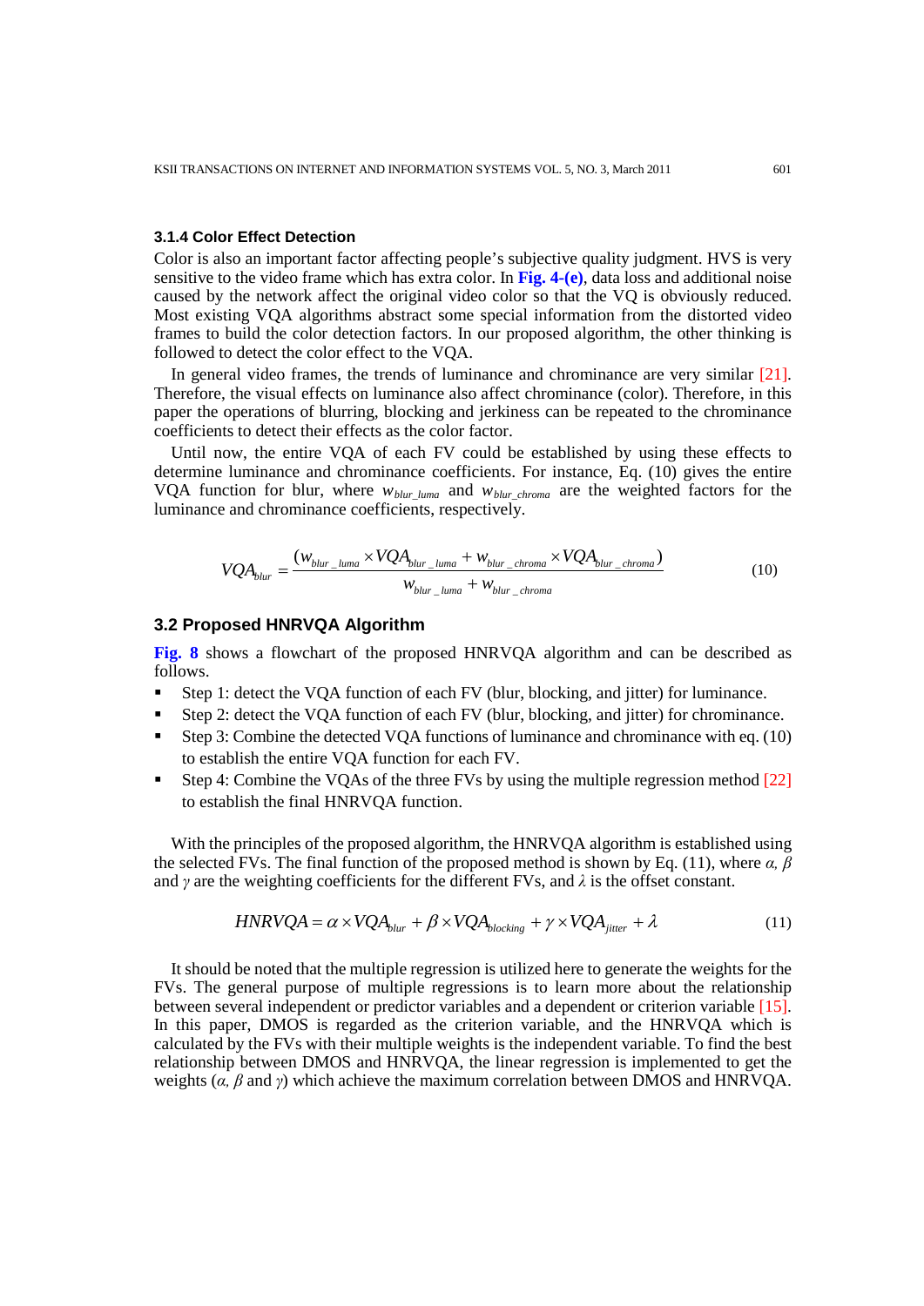#### 3.1.4 Color Effect Detection

Color is also an important factor affecting people's subjective quality judgment. HVS is very sensitive to the video frame which has extra color. In **Fig. 4-(e)**, data loss and additional noise caused by the network affect the original video color so that the VQ is obviously reduced. Most existing VQA algorithms abstract some special information from the distorted video frames to build the color detection factors. In our proposed algorithm, the other thinking is followed to detect the color effect to the VQA.

In general video frames, the trends of luminance and chrominance are very similar [21]. Therefore, the visual effects on luminance also affect chrominance (color). Therefore, in this paper the operations of blurring, blocking and jerkiness can be repeated to the chrominance coefficients to detect their effects as the color factor.

Until now, the entire VQA of each FV could be established by using these effects to determine luminance and chrominance coefficients. For instance, Eq. (10) gives the entire VQA function for blur, where $w_{blur\_luma}$ and $w_{blur\_chroma}$ are the weighted factors for the luminance and chrominance coefficients, respectively.

$$VQA_{blur} = \frac{(w_{blur\_luma} \times VQA_{blur\_luma} + w_{blur\_chroma} \times VQA_{blur\_chroma})}{w_{blur\_luma} + w_{blur\_chroma}} \tag{10}$$

### 3.2 Proposed HNRVQA Algorithm

**Fig. 8** shows a flowchart of the proposed HNRVQA algorithm and can be described as follows.

- Step 1: detect the VQA function of each FV (blur, blocking, and jitter) for luminance.
- Step 2: detect the VQA function of each FV (blur, blocking, and jitter) for chrominance.
- Step 3: Combine the detected VQA functions of luminance and chrominance with eq. (10) to establish the entire VQA function for each FV.
- Step 4: Combine the VQAs of the three FVs by using the multiple regression method [22] to establish the final HNRVQA function.

With the principles of the proposed algorithm, the HNRVQA algorithm is established using the selected FVs. The final function of the proposed method is shown by Eq. (11), where $\alpha$, $\beta$ and $\gamma$ are the weighting coefficients for the different FVs, and $\lambda$ is the offset constant.

$$HNRVQA = \alpha \times VQA_{blur} + \beta \times VQA_{blocking} + \gamma \times VQA_{jitter} + \lambda \tag{11}$$

It should be noted that the multiple regression is utilized here to generate the weights for the FVs. The general purpose of multiple regressions is to learn more about the relationship between several independent or predictor variables and a dependent or criterion variable [15]. In this paper, DMOS is regarded as the criterion variable, and the HNRVQA which is calculated by the FVs with their multiple weights is the independent variable. To find the best relationship between DMOS and HNRVQA, the linear regression is implemented to get the weights ($\alpha$, $\beta$ and $\gamma$) which achieve the maximum correlation between DMOS and HNRVQA.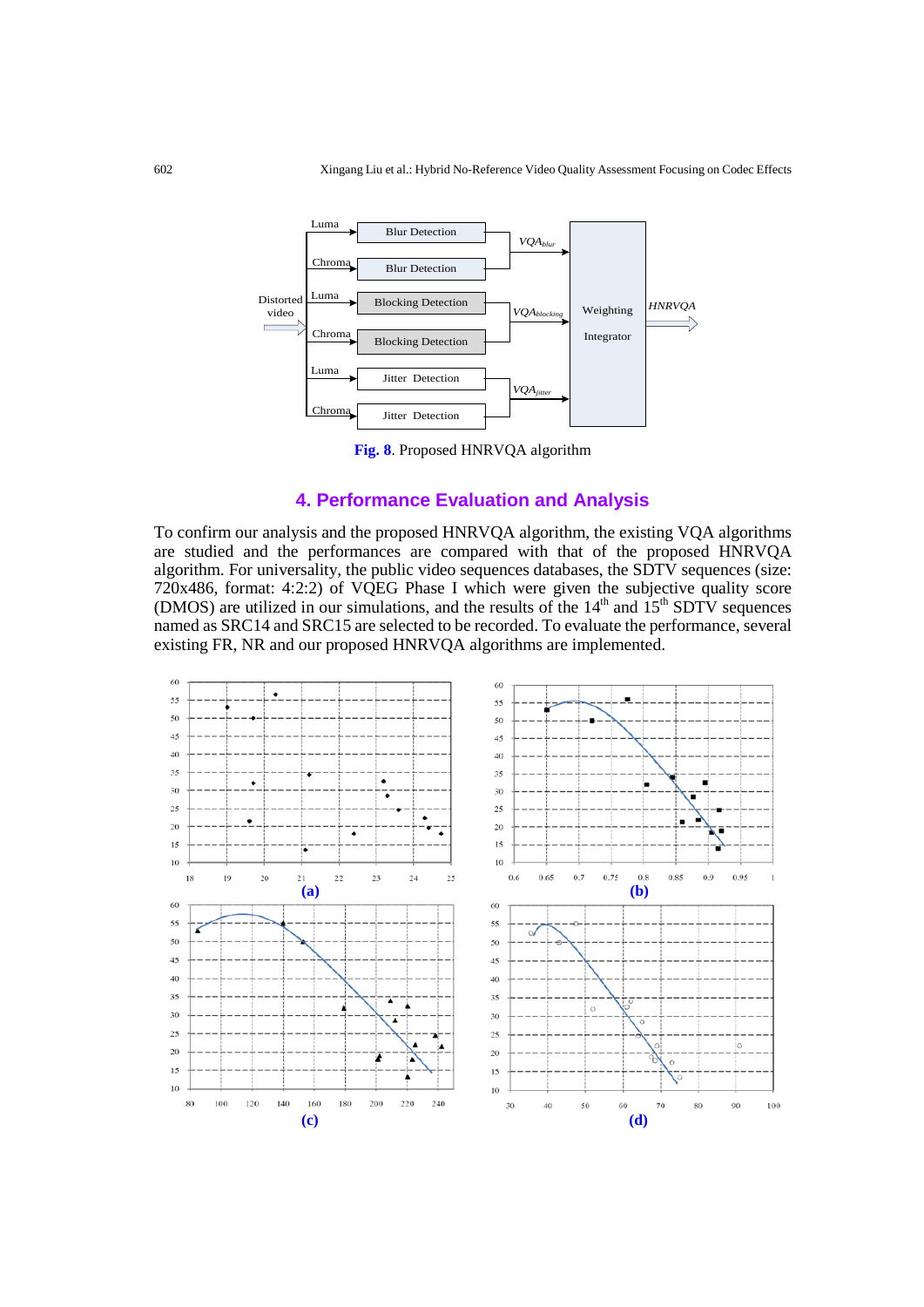Fig. 8. Proposed HNRVQA algorithm

## 4. Performance Evaluation and Analysis

To confirm our analysis and the proposed HNRVQA algorithm, the existing VQA algorithms are studied and the performances are compared with that of the proposed HNRVQA algorithm. For universality, the public video sequences databases, the SDTV sequences (size: 720x486, format: 4:2:2) of VQEG Phase I which were given the subjective quality score (DMOS) are utilized in our simulations, and the results of the 14th and 15th SDTV sequences named as SRC14 and SRC15 are selected to be recorded. To evaluate the performance, several existing FR, NR and our proposed HNRVQA algorithms are implemented.

(a) (b) (c) (d)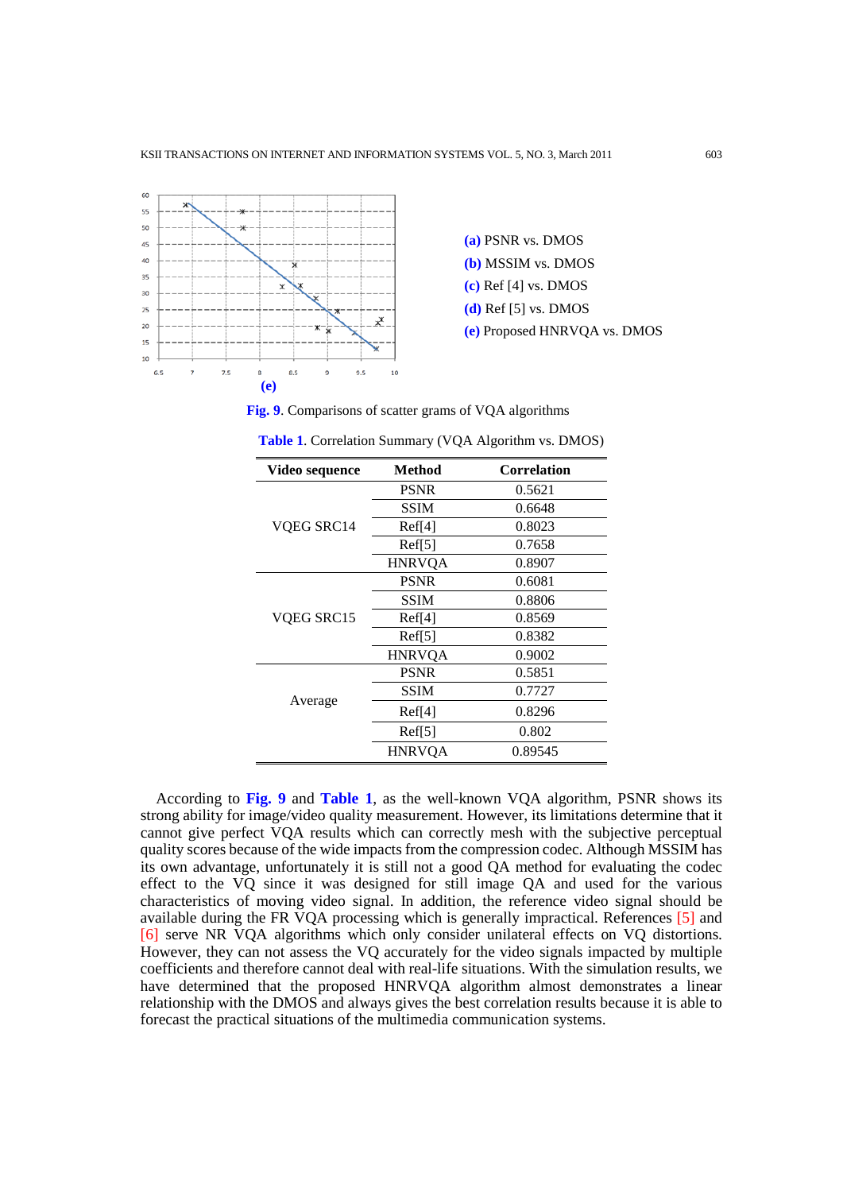(e)

**(a)** PSNR vs. DMOS
**(b)** MSSIM vs. DMOS
**(c)** Ref [4] vs. DMOS
**(d)** Ref [5] vs. DMOS
**(e)** Proposed HNRVQA vs. DMOS

**Fig. 9**. Comparisons of scatter grams of VQA algorithms

**Table 1**. Correlation Summary (VQA Algorithm vs. DMOS)

| Video sequence | Method | Correlation |
|---|---|---|
| VQEG SRC14 | PSNR | 0.5621 |
| | SSIM | 0.6648 |
| | Ref[4] | 0.8023 |
| | Ref[5] | 0.7658 |
| | HNRVQA | 0.8907 |
| VQEG SRC15 | PSNR | 0.6081 |
| | SSIM | 0.8806 |
| | Ref[4] | 0.8569 |
| | Ref[5] | 0.8382 |
| | HNRVQA | 0.9002 |
| Average | PSNR | 0.5851 |
| | SSIM | 0.7727 |
| | Ref[4] | 0.8296 |
| | Ref[5] | 0.802 |
| | HNRVQA | 0.89545 |

According to **Fig. 9** and **Table 1**, as the well-known VQA algorithm, PSNR shows its strong ability for image/video quality measurement. However, its limitations determine that it cannot give perfect VQA results which can correctly mesh with the subjective perceptual quality scores because of the wide impacts from the compression codec. Although MSSIM has its own advantage, unfortunately it is still not a good QA method for evaluating the codec effect to the VQ since it was designed for still image QA and used for the various characteristics of moving video signal. In addition, the reference video signal should be available during the FR VQA processing which is generally impractical. References [5] and [6] serve NR VQA algorithms which only consider unilateral effects on VQ distortions. However, they can not assess the VQ accurately for the video signals impacted by multiple coefficients and therefore cannot deal with real-life situations. With the simulation results, we have determined that the proposed HNRVQA algorithm almost demonstrates a linear relationship with the DMOS and always gives the best correlation results because it is able to forecast the practical situations of the multimedia communication systems.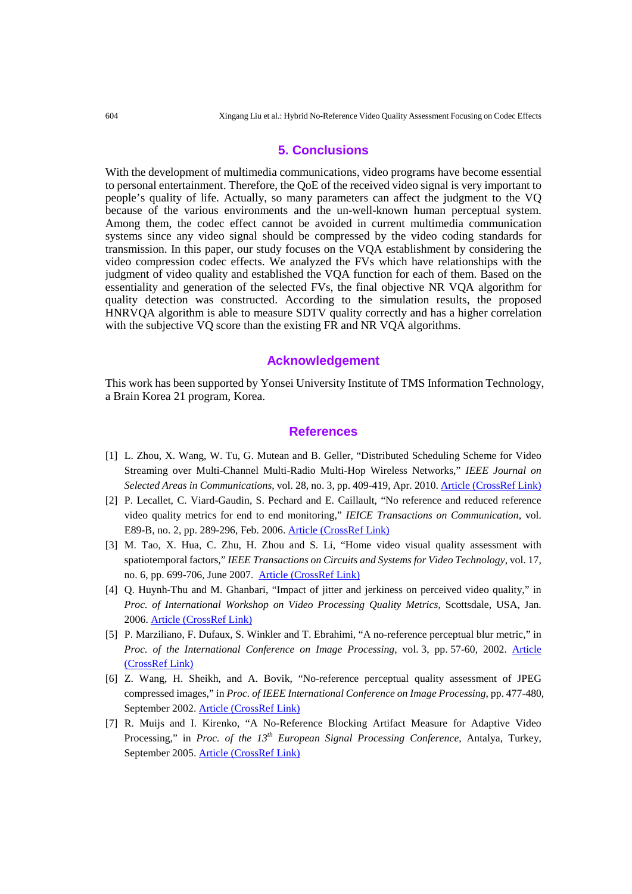## 5. Conclusions

With the development of multimedia communications, video programs have become essential to personal entertainment. Therefore, the QoE of the received video signal is very important to people's quality of life. Actually, so many parameters can affect the judgment to the VQ because of the various environments and the un-well-known human perceptual system. Among them, the codec effect cannot be avoided in current multimedia communication systems since any video signal should be compressed by the video coding standards for transmission. In this paper, our study focuses on the VQA establishment by considering the video compression codec effects. We analyzed the FVs which have relationships with the judgment of video quality and established the VQA function for each of them. Based on the essentiality and generation of the selected FVs, the final objective NR VQA algorithm for quality detection was constructed. According to the simulation results, the proposed HNRVQA algorithm is able to measure SDTV quality correctly and has a higher correlation with the subjective VQ score than the existing FR and NR VQA algorithms.

## Acknowledgement

This work has been supported by Yonsei University Institute of TMS Information Technology, a Brain Korea 21 program, Korea.

## References

[1] L. Zhou, X. Wang, W. Tu, G. Mutean and B. Geller, "Distributed Scheduling Scheme for Video Streaming over Multi-Channel Multi-Radio Multi-Hop Wireless Networks," *IEEE Journal on Selected Areas in Communications*, vol. 28, no. 3, pp. 409-419, Apr. 2010. Article (CrossRef Link)

[2] P. Lecallet, C. Viard-Gaudin, S. Pechard and E. Caillault, "No reference and reduced reference video quality metrics for end to end monitoring," *IEICE Transactions on Communication*, vol. E89-B, no. 2, pp. 289-296, Feb. 2006. Article (CrossRef Link)

[3] M. Tao, X. Hua, C. Zhu, H. Zhou and S. Li, "Home video visual quality assessment with spatiotemporal factors," *IEEE Transactions on Circuits and Systems for Video Technology*, vol. 17, no. 6, pp. 699-706, June 2007. Article (CrossRef Link)

[4] Q. Huynh-Thu and M. Ghanbari, "Impact of jitter and jerkiness on perceived video quality," in *Proc. of International Workshop on Video Processing Quality Metrics*, Scottsdale, USA, Jan. 2006. Article (CrossRef Link)

[5] P. Marziliano, F. Dufaux, S. Winkler and T. Ebrahimi, "A no-reference perceptual blur metric," in *Proc. of the International Conference on Image Processing*, vol. 3, pp. 57-60, 2002. Article (CrossRef Link)

[6] Z. Wang, H. Sheikh, and A. Bovik, "No-reference perceptual quality assessment of JPEG compressed images," in *Proc. of IEEE International Conference on Image Processing*, pp. 477-480, September 2002. Article (CrossRef Link)

[7] R. Muijs and I. Kirenko, "A No-Reference Blocking Artifact Measure for Adaptive Video Processing," in *Proc. of the 13th European Signal Processing Conference*, Antalya, Turkey, September 2005. Article (CrossRef Link)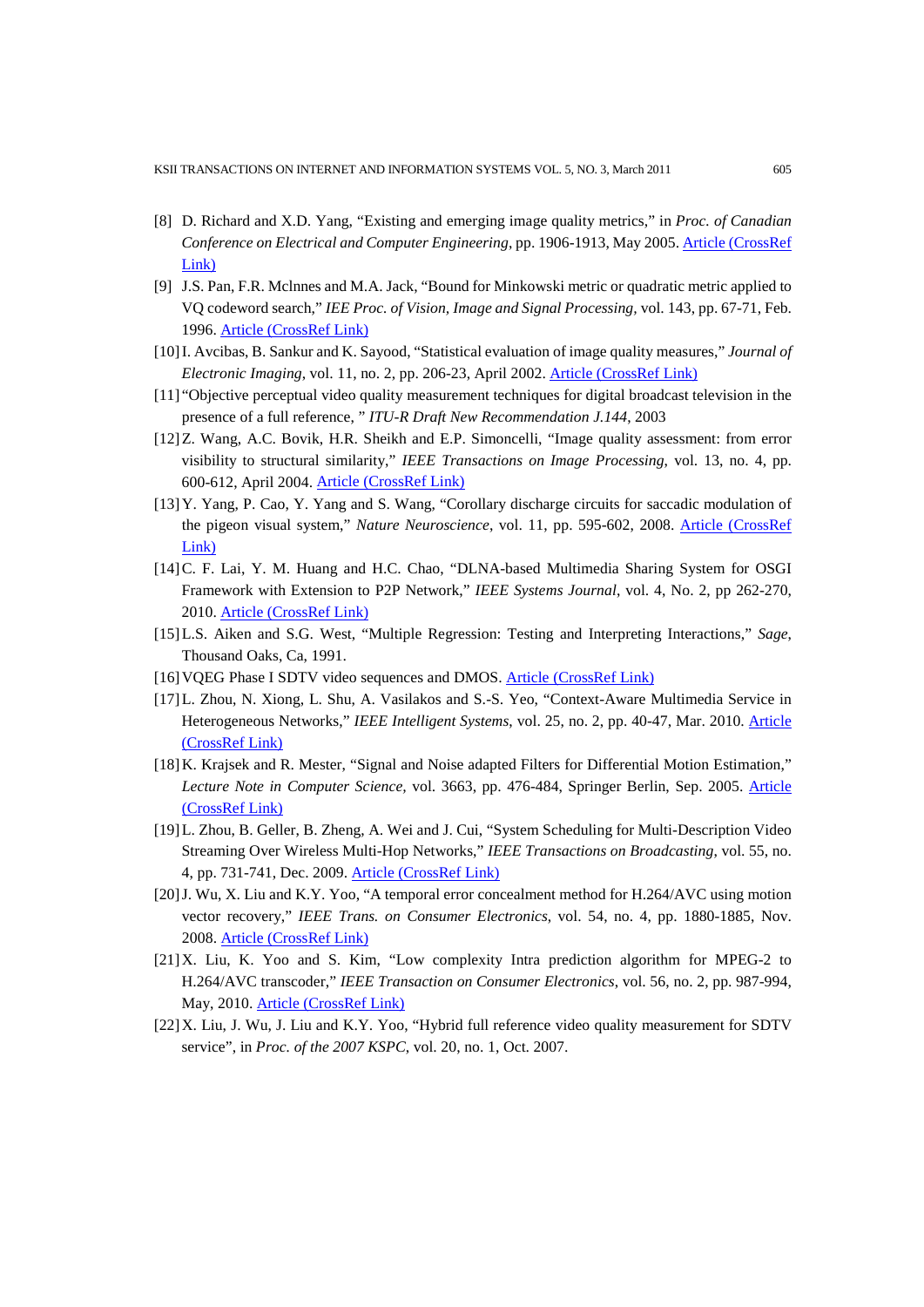[8] D. Richard and X.D. Yang, "Existing and emerging image quality metrics," in *Proc. of Canadian Conference on Electrical and Computer Engineering*, pp. 1906-1913, May 2005. Article (CrossRef Link)

[9] J.S. Pan, F.R. Mclnnes and M.A. Jack, "Bound for Minkowski metric or quadratic metric applied to VQ codeword search," *IEE Proc. of Vision, Image and Signal Processing*, vol. 143, pp. 67-71, Feb. 1996. Article (CrossRef Link)

[10] I. Avcibas, B. Sankur and K. Sayood, "Statistical evaluation of image quality measures," *Journal of Electronic Imaging*, vol. 11, no. 2, pp. 206-23, April 2002. Article (CrossRef Link)

[11] "Objective perceptual video quality measurement techniques for digital broadcast television in the presence of a full reference, " *ITU-R Draft New Recommendation J.144*, 2003

[12] Z. Wang, A.C. Bovik, H.R. Sheikh and E.P. Simoncelli, "Image quality assessment: from error visibility to structural similarity," *IEEE Transactions on Image Processing*, vol. 13, no. 4, pp. 600-612, April 2004. Article (CrossRef Link)

[13] Y. Yang, P. Cao, Y. Yang and S. Wang, "Corollary discharge circuits for saccadic modulation of the pigeon visual system," *Nature Neuroscience*, vol. 11, pp. 595-602, 2008. Article (CrossRef Link)

[14] C. F. Lai, Y. M. Huang and H.C. Chao, "DLNA-based Multimedia Sharing System for OSGI Framework with Extension to P2P Network," *IEEE Systems Journal*, vol. 4, No. 2, pp 262-270, 2010. Article (CrossRef Link)

[15] L.S. Aiken and S.G. West, "Multiple Regression: Testing and Interpreting Interactions," *Sage*, Thousand Oaks, Ca, 1991.

[16] VQEG Phase I SDTV video sequences and DMOS. Article (CrossRef Link)

[17] L. Zhou, N. Xiong, L. Shu, A. Vasilakos and S.-S. Yeo, "Context-Aware Multimedia Service in Heterogeneous Networks," *IEEE Intelligent Systems*, vol. 25, no. 2, pp. 40-47, Mar. 2010. Article (CrossRef Link)

[18] K. Krajsek and R. Mester, "Signal and Noise adapted Filters for Differential Motion Estimation," *Lecture Note in Computer Science*, vol. 3663, pp. 476-484, Springer Berlin, Sep. 2005. Article (CrossRef Link)

[19] L. Zhou, B. Geller, B. Zheng, A. Wei and J. Cui, "System Scheduling for Multi-Description Video Streaming Over Wireless Multi-Hop Networks," *IEEE Transactions on Broadcasting*, vol. 55, no. 4, pp. 731-741, Dec. 2009. Article (CrossRef Link)

[20] J. Wu, X. Liu and K.Y. Yoo, "A temporal error concealment method for H.264/AVC using motion vector recovery," *IEEE Trans. on Consumer Electronics*, vol. 54, no. 4, pp. 1880-1885, Nov. 2008. Article (CrossRef Link)

[21] X. Liu, K. Yoo and S. Kim, "Low complexity Intra prediction algorithm for MPEG-2 to H.264/AVC transcoder," *IEEE Transaction on Consumer Electronics*, vol. 56, no. 2, pp. 987-994, May, 2010. Article (CrossRef Link)

[22] X. Liu, J. Wu, J. Liu and K.Y. Yoo, "Hybrid full reference video quality measurement for SDTV service", in *Proc. of the 2007 KSPC*, vol. 20, no. 1, Oct. 2007.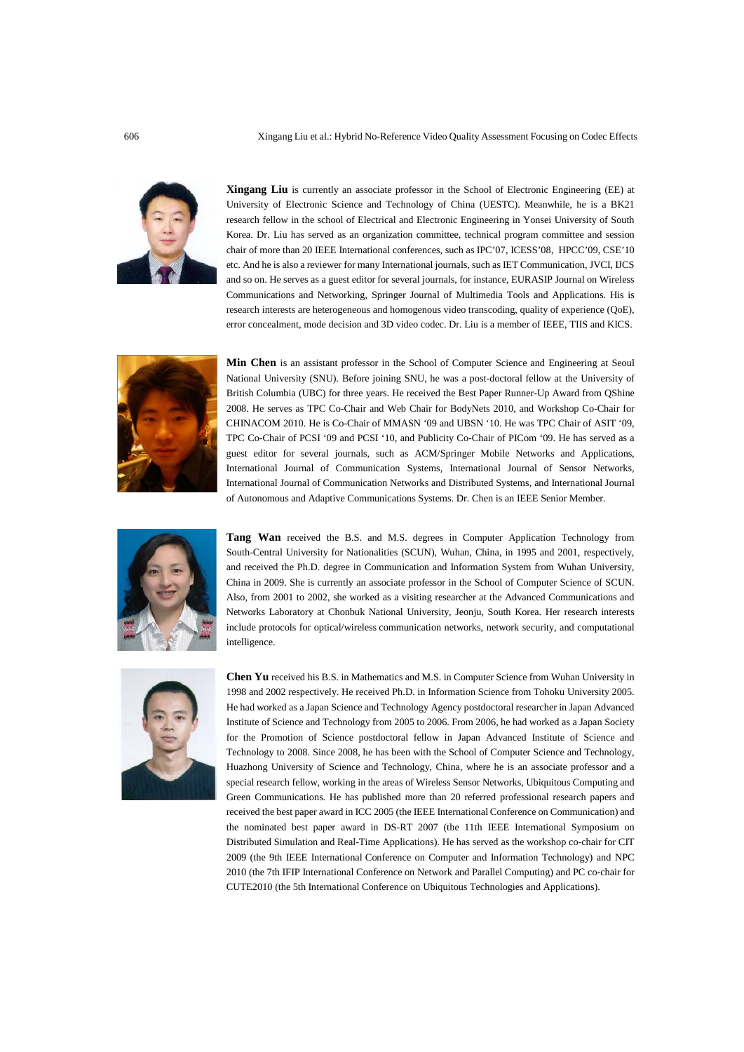**Xingang Liu** is currently an associate professor in the School of Electronic Engineering (EE) at University of Electronic Science and Technology of China (UESTC). Meanwhile, he is a BK21 research fellow in the school of Electrical and Electronic Engineering in Yonsei University of South Korea. Dr. Liu has served as an organization committee, technical program committee and session chair of more than 20 IEEE International conferences, such as IPC'07, ICESS'08, HPCC'09, CSE'10 etc. And he is also a reviewer for many International journals, such as IET Communication, JVCI, IJCS and so on. He serves as a guest editor for several journals, for instance, EURASIP Journal on Wireless Communications and Networking, Springer Journal of Multimedia Tools and Applications. His is research interests are heterogeneous and homogenous video transcoding, quality of experience (QoE), error concealment, mode decision and 3D video codec. Dr. Liu is a member of IEEE, TIIS and KICS.

**Min Chen** is an assistant professor in the School of Computer Science and Engineering at Seoul National University (SNU). Before joining SNU, he was a post-doctoral fellow at the University of British Columbia (UBC) for three years. He received the Best Paper Runner-Up Award from QShine 2008. He serves as TPC Co-Chair and Web Chair for BodyNets 2010, and Workshop Co-Chair for CHINACOM 2010. He is Co-Chair of MMASN '09 and UBSN '10. He was TPC Chair of ASIT '09, TPC Co-Chair of PCSI '09 and PCSI '10, and Publicity Co-Chair of PICom '09. He has served as a guest editor for several journals, such as ACM/Springer Mobile Networks and Applications, International Journal of Communication Systems, International Journal of Sensor Networks, International Journal of Communication Networks and Distributed Systems, and International Journal of Autonomous and Adaptive Communications Systems. Dr. Chen is an IEEE Senior Member.

**Tang Wan** received the B.S. and M.S. degrees in Computer Application Technology from South-Central University for Nationalities (SCUN), Wuhan, China, in 1995 and 2001, respectively, and received the Ph.D. degree in Communication and Information System from Wuhan University, China in 2009. She is currently an associate professor in the School of Computer Science of SCUN. Also, from 2001 to 2002, she worked as a visiting researcher at the Advanced Communications and Networks Laboratory at Chonbuk National University, Jeonju, South Korea. Her research interests include protocols for optical/wireless communication networks, network security, and computational intelligence.

**Chen Yu** received his B.S. in Mathematics and M.S. in Computer Science from Wuhan University in 1998 and 2002 respectively. He received Ph.D. in Information Science from Tohoku University 2005. He had worked as a Japan Science and Technology Agency postdoctoral researcher in Japan Advanced Institute of Science and Technology from 2005 to 2006. From 2006, he had worked as a Japan Society for the Promotion of Science postdoctoral fellow in Japan Advanced Institute of Science and Technology to 2008. Since 2008, he has been with the School of Computer Science and Technology, Huazhong University of Science and Technology, China, where he is an associate professor and a special research fellow, working in the areas of Wireless Sensor Networks, Ubiquitous Computing and Green Communications. He has published more than 20 referred professional research papers and received the best paper award in ICC 2005 (the IEEE International Conference on Communication) and the nominated best paper award in DS-RT 2007 (the 11th IEEE International Symposium on Distributed Simulation and Real-Time Applications). He has served as the workshop co-chair for CIT 2009 (the 9th IEEE International Conference on Computer and Information Technology) and NPC 2010 (the 7th IFIP International Conference on Network and Parallel Computing) and PC co-chair for CUTE2010 (the 5th International Conference on Ubiquitous Technologies and Applications).